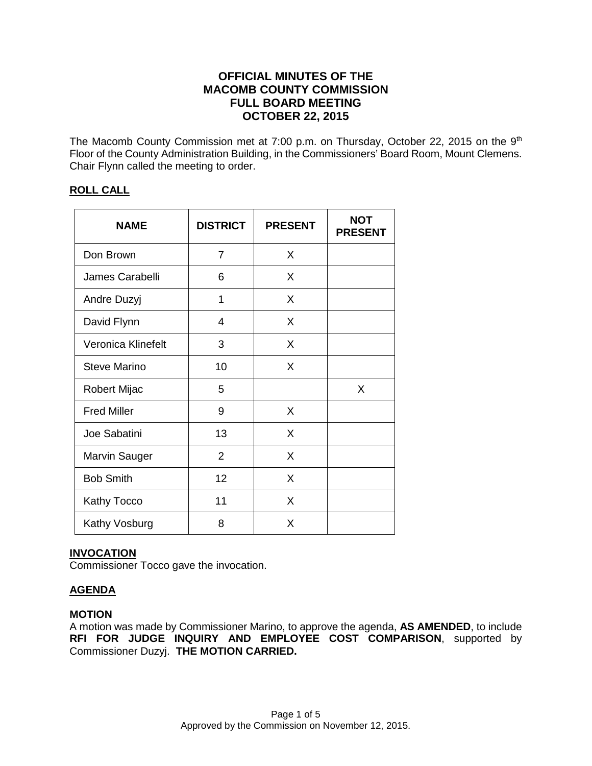# OFFICIAL MINUTES OF THE MACOMB COUNTY COMMISSION FULL BOARD MEETING OCTOBER 22, 2015

The Macomb County Commission met at 7:00 p.m. on Thursday, October 22, 2015 on the 9th Floor of the County Administration Building, in the Commissioners' Board Room, Mount Clemens. Chair Flynn called the meeting to order.

## ROLL CALL

| NAME | DISTRICT | PRESENT | NOT PRESENT |
|---|---|---|---|
| Don Brown | 7 | X | |
| James Carabelli | 6 | X | |
| Andre Duzyj | 1 | X | |
| David Flynn | 4 | X | |
| Veronica Klinefelt | 3 | X | |
| Steve Marino | 10 | X | |
| Robert Mijac | 5 | | X |
| Fred Miller | 9 | X | |
| Joe Sabatini | 13 | X | |
| Marvin Sauger | 2 | X | |
| Bob Smith | 12 | X | |
| Kathy Tocco | 11 | X | |
| Kathy Vosburg | 8 | X | |

## INVOCATION

Commissioner Tocco gave the invocation.

## AGENDA

### MOTION

A motion was made by Commissioner Marino, to approve the agenda, **AS AMENDED**, to include **RFI FOR JUDGE INQUIRY AND EMPLOYEE COST COMPARISON**, supported by Commissioner Duzyj. **THE MOTION CARRIED.**

Approved by the Commission on November 12, 2015.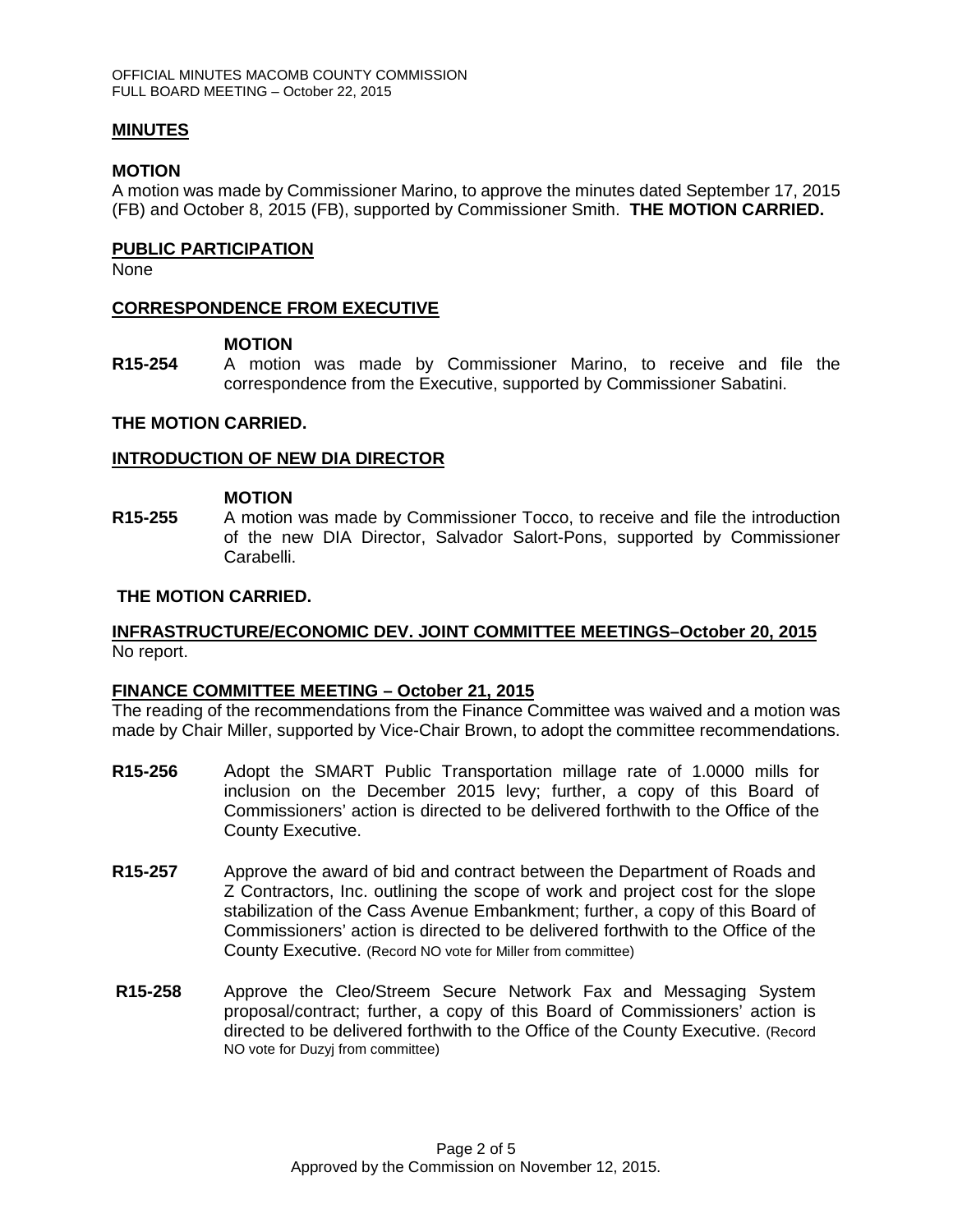## MINUTES

**MOTION**

A motion was made by Commissioner Marino, to approve the minutes dated September 17, 2015 (FB) and October 8, 2015 (FB), supported by Commissioner Smith. **THE MOTION CARRIED.**

## PUBLIC PARTICIPATION

None

## CORRESPONDENCE FROM EXECUTIVE

**MOTION**

**R15-254** A motion was made by Commissioner Marino, to receive and file the correspondence from the Executive, supported by Commissioner Sabatini.

**THE MOTION CARRIED.**

## INTRODUCTION OF NEW DIA DIRECTOR

**MOTION**

**R15-255** A motion was made by Commissioner Tocco, to receive and file the introduction of the new DIA Director, Salvador Salort-Pons, supported by Commissioner Carabelli.

**THE MOTION CARRIED.**

## INFRASTRUCTURE/ECONOMIC DEV. JOINT COMMITTEE MEETINGS–October 20, 2015

No report.

## FINANCE COMMITTEE MEETING – October 21, 2015

The reading of the recommendations from the Finance Committee was waived and a motion was made by Chair Miller, supported by Vice-Chair Brown, to adopt the committee recommendations.

**R15-256** Adopt the SMART Public Transportation millage rate of 1.0000 mills for inclusion on the December 2015 levy; further, a copy of this Board of Commissioners' action is directed to be delivered forthwith to the Office of the County Executive.

**R15-257** Approve the award of bid and contract between the Department of Roads and Z Contractors, Inc. outlining the scope of work and project cost for the slope stabilization of the Cass Avenue Embankment; further, a copy of this Board of Commissioners' action is directed to be delivered forthwith to the Office of the County Executive. (Record NO vote for Miller from committee)

**R15-258** Approve the Cleo/Streem Secure Network Fax and Messaging System proposal/contract; further, a copy of this Board of Commissioners' action is directed to be delivered forthwith to the Office of the County Executive. (Record NO vote for Duzyj from committee)

Approved by the Commission on November 12, 2015.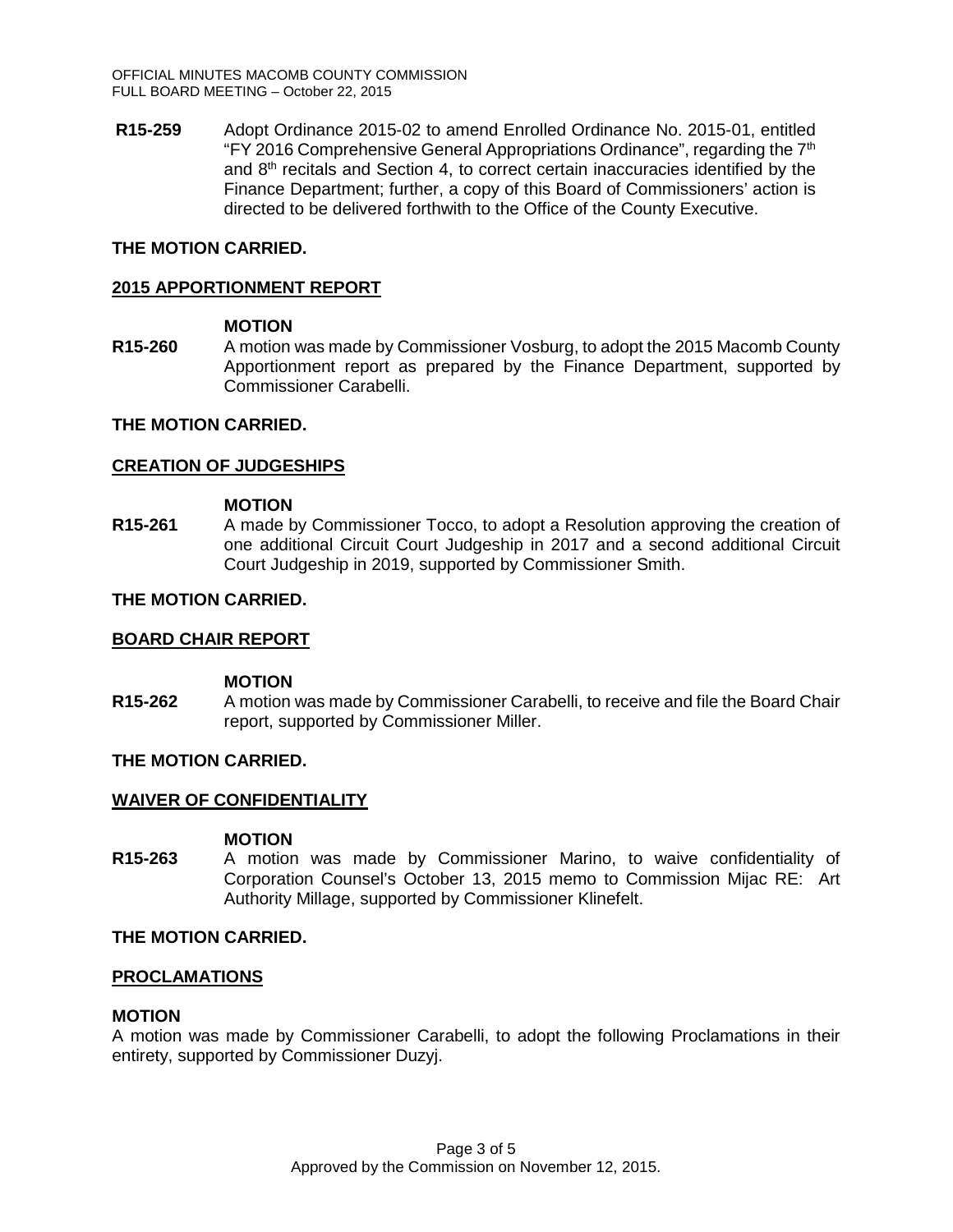**R15-259** Adopt Ordinance 2015-02 to amend Enrolled Ordinance No. 2015-01, entitled "FY 2016 Comprehensive General Appropriations Ordinance", regarding the 7th and 8th recitals and Section 4, to correct certain inaccuracies identified by the Finance Department; further, a copy of this Board of Commissioners' action is directed to be delivered forthwith to the Office of the County Executive.

**THE MOTION CARRIED.**

**2015 APPORTIONMENT REPORT**

**MOTION**

**R15-260** A motion was made by Commissioner Vosburg, to adopt the 2015 Macomb County Apportionment report as prepared by the Finance Department, supported by Commissioner Carabelli.

**THE MOTION CARRIED.**

**CREATION OF JUDGESHIPS**

**MOTION**

**R15-261** A made by Commissioner Tocco, to adopt a Resolution approving the creation of one additional Circuit Court Judgeship in 2017 and a second additional Circuit Court Judgeship in 2019, supported by Commissioner Smith.

**THE MOTION CARRIED.**

**BOARD CHAIR REPORT**

**MOTION**

**R15-262** A motion was made by Commissioner Carabelli, to receive and file the Board Chair report, supported by Commissioner Miller.

**THE MOTION CARRIED.**

**WAIVER OF CONFIDENTIALITY**

**MOTION**

**R15-263** A motion was made by Commissioner Marino, to waive confidentiality of Corporation Counsel's October 13, 2015 memo to Commission Mijac RE: Art Authority Millage, supported by Commissioner Klinefelt.

**THE MOTION CARRIED.**

**PROCLAMATIONS**

**MOTION**

A motion was made by Commissioner Carabelli, to adopt the following Proclamations in their entirety, supported by Commissioner Duzyj.

Approved by the Commission on November 12, 2015.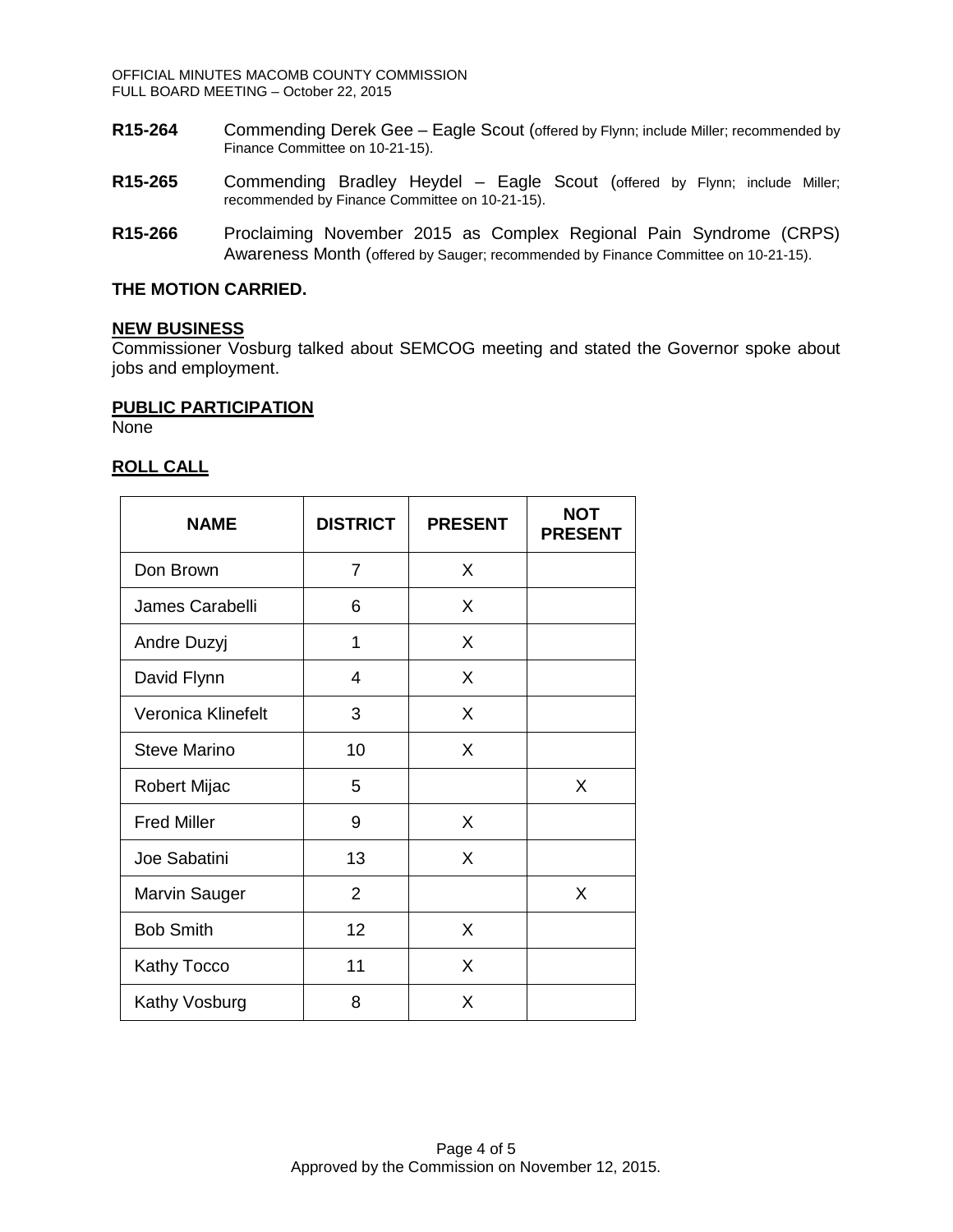**R15-264** Commending Derek Gee – Eagle Scout (offered by Flynn; include Miller; recommended by Finance Committee on 10-21-15).

**R15-265** Commending Bradley Heydel – Eagle Scout (offered by Flynn; include Miller; recommended by Finance Committee on 10-21-15).

**R15-266** Proclaiming November 2015 as Complex Regional Pain Syndrome (CRPS) Awareness Month (offered by Sauger; recommended by Finance Committee on 10-21-15).

**THE MOTION CARRIED.**

**NEW BUSINESS**

Commissioner Vosburg talked about SEMCOG meeting and stated the Governor spoke about jobs and employment.

**PUBLIC PARTICIPATION**

None

**ROLL CALL**

| NAME | DISTRICT | PRESENT | NOT PRESENT |
|---|---|---|---|
| Don Brown | 7 | X | |
| James Carabelli | 6 | X | |
| Andre Duzyj | 1 | X | |
| David Flynn | 4 | X | |
| Veronica Klinefelt | 3 | X | |
| Steve Marino | 10 | X | |
| Robert Mijac | 5 | | X |
| Fred Miller | 9 | X | |
| Joe Sabatini | 13 | X | |
| Marvin Sauger | 2 | | X |
| Bob Smith | 12 | X | |
| Kathy Tocco | 11 | X | |
| Kathy Vosburg | 8 | X | |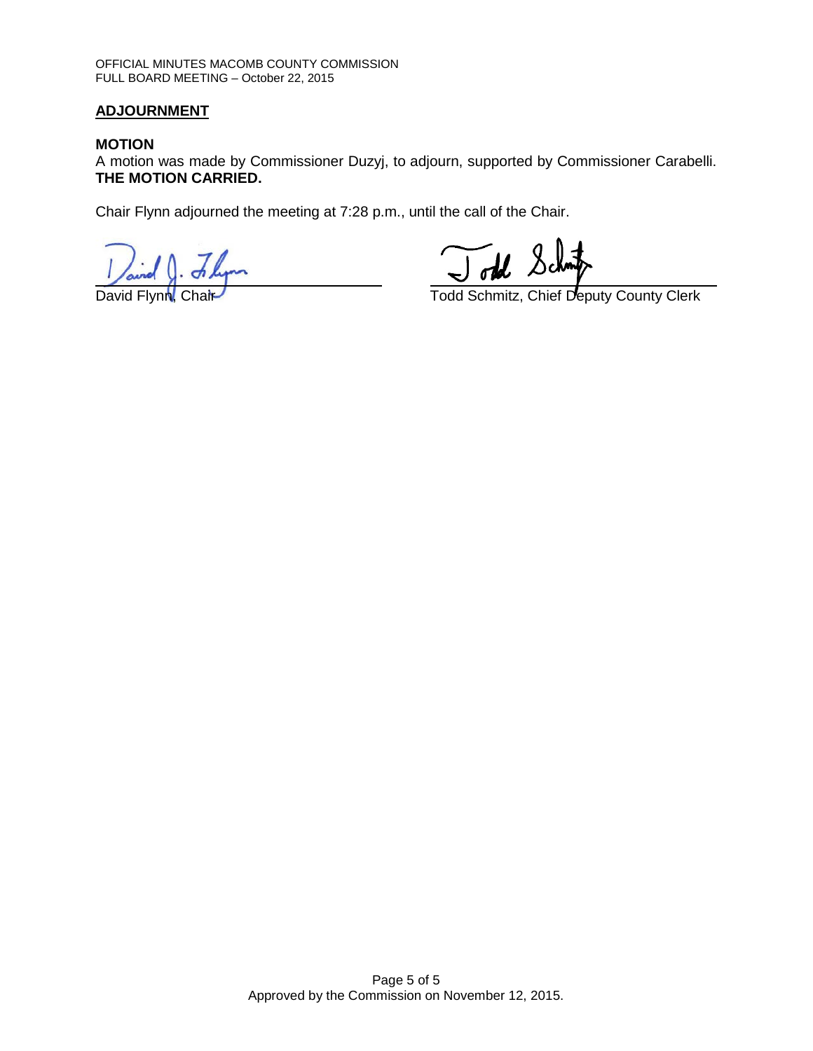## ADJOURNMENT

**MOTION**

A motion was made by Commissioner Duzyj, to adjourn, supported by Commissioner Carabelli.
**THE MOTION CARRIED.**

Chair Flynn adjourned the meeting at 7:28 p.m., until the call of the Chair.

David Flynn, Chair

Todd Schmitz, Chief Deputy County Clerk

Approved by the Commission on November 12, 2015.